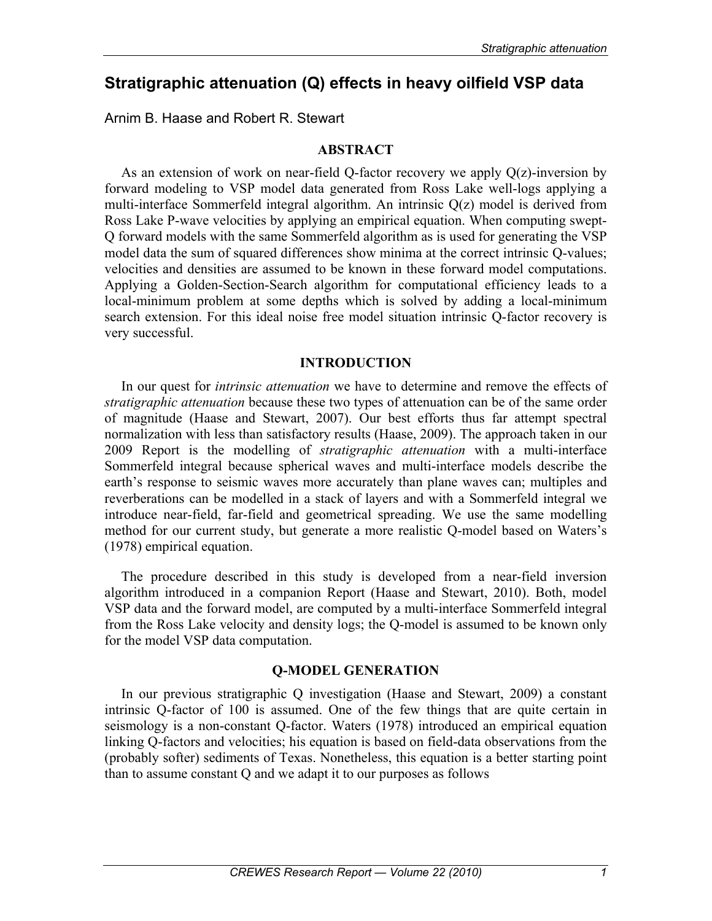# Stratigraphic attenuation (Q) effects in heavy oilfield VSP data

Arnim B. Haase and Robert R. Stewart

## ABSTRACT

As an extension of work on near-field Q-factor recovery we apply Q(z)-inversion by forward modeling to VSP model data generated from Ross Lake well-logs applying a multi-interface Sommerfeld integral algorithm. An intrinsic Q(z) model is derived from Ross Lake P-wave velocities by applying an empirical equation. When computing swept-Q forward models with the same Sommerfeld algorithm as is used for generating the VSP model data the sum of squared differences show minima at the correct intrinsic Q-values; velocities and densities are assumed to be known in these forward model computations. Applying a Golden-Section-Search algorithm for computational efficiency leads to a local-minimum problem at some depths which is solved by adding a local-minimum search extension. For this ideal noise free model situation intrinsic Q-factor recovery is very successful.

## INTRODUCTION

In our quest for *intrinsic attenuation* we have to determine and remove the effects of *stratigraphic attenuation* because these two types of attenuation can be of the same order of magnitude (Haase and Stewart, 2007). Our best efforts thus far attempt spectral normalization with less than satisfactory results (Haase, 2009). The approach taken in our 2009 Report is the modelling of *stratigraphic attenuation* with a multi-interface Sommerfeld integral because spherical waves and multi-interface models describe the earth's response to seismic waves more accurately than plane waves can; multiples and reverberations can be modelled in a stack of layers and with a Sommerfeld integral we introduce near-field, far-field and geometrical spreading. We use the same modelling method for our current study, but generate a more realistic Q-model based on Waters's (1978) empirical equation.

The procedure described in this study is developed from a near-field inversion algorithm introduced in a companion Report (Haase and Stewart, 2010). Both, model VSP data and the forward model, are computed by a multi-interface Sommerfeld integral from the Ross Lake velocity and density logs; the Q-model is assumed to be known only for the model VSP data computation.

## Q-MODEL GENERATION

In our previous stratigraphic Q investigation (Haase and Stewart, 2009) a constant intrinsic Q-factor of 100 is assumed. One of the few things that are quite certain in seismology is a non-constant Q-factor. Waters (1978) introduced an empirical equation linking Q-factors and velocities; his equation is based on field-data observations from the (probably softer) sediments of Texas. Nonetheless, this equation is a better starting point than to assume constant Q and we adapt it to our purposes as follows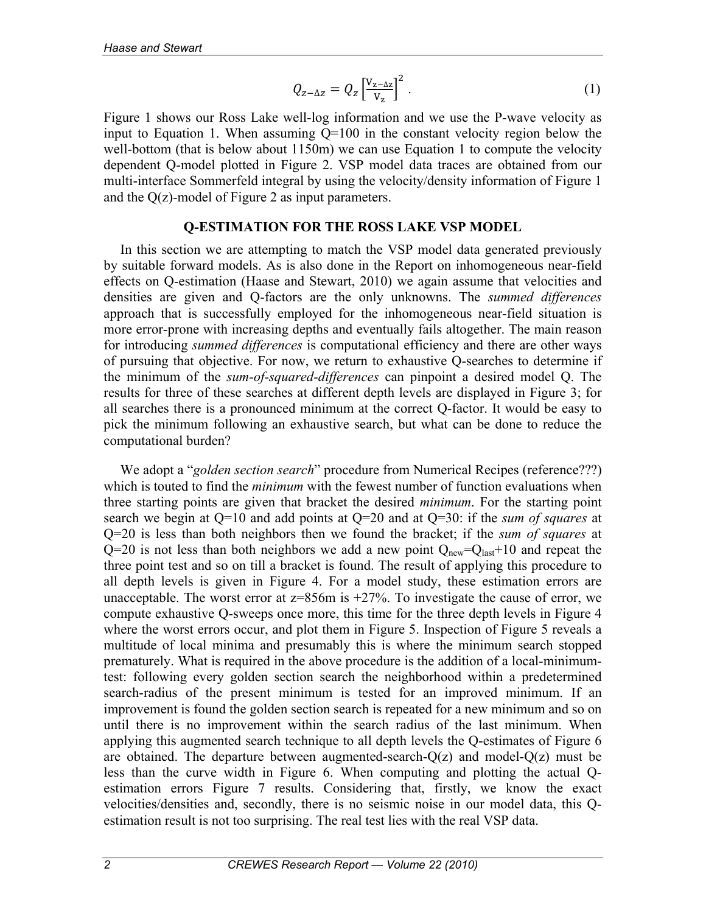$$Q_{z-\Delta z} = Q_z \left[\frac{v_{z-\Delta z}}{v_z}\right]^2 . \tag{1}$$

Figure 1 shows our Ross Lake well-log information and we use the P-wave velocity as input to Equation 1. When assuming Q=100 in the constant velocity region below the well-bottom (that is below about 1150m) we can use Equation 1 to compute the velocity dependent Q-model plotted in Figure 2. VSP model data traces are obtained from our multi-interface Sommerfeld integral by using the velocity/density information of Figure 1 and the Q(z)-model of Figure 2 as input parameters.

## Q-ESTIMATION FOR THE ROSS LAKE VSP MODEL

In this section we are attempting to match the VSP model data generated previously by suitable forward models. As is also done in the Report on inhomogeneous near-field effects on Q-estimation (Haase and Stewart, 2010) we again assume that velocities and densities are given and Q-factors are the only unknowns. The *summed differences* approach that is successfully employed for the inhomogeneous near-field situation is more error-prone with increasing depths and eventually fails altogether. The main reason for introducing *summed differences* is computational efficiency and there are other ways of pursuing that objective. For now, we return to exhaustive Q-searches to determine if the minimum of the *sum-of-squared-differences* can pinpoint a desired model Q. The results for three of these searches at different depth levels are displayed in Figure 3; for all searches there is a pronounced minimum at the correct Q-factor. It would be easy to pick the minimum following an exhaustive search, but what can be done to reduce the computational burden?

We adopt a "*golden section search*" procedure from Numerical Recipes (reference???) which is touted to find the *minimum* with the fewest number of function evaluations when three starting points are given that bracket the desired *minimum*. For the starting point search we begin at Q=10 and add points at Q=20 and at Q=30: if the *sum of squares* at Q=20 is less than both neighbors then we found the bracket; if the *sum of squares* at Q=20 is not less than both neighbors we add a new point $Q_{new}=Q_{last}+10$ and repeat the three point test and so on till a bracket is found. The result of applying this procedure to all depth levels is given in Figure 4. For a model study, these estimation errors are unacceptable. The worst error at z=856m is +27%. To investigate the cause of error, we compute exhaustive Q-sweeps once more, this time for the three depth levels in Figure 4 where the worst errors occur, and plot them in Figure 5. Inspection of Figure 5 reveals a multitude of local minima and presumably this is where the minimum search stopped prematurely. What is required in the above procedure is the addition of a local-minimum-test: following every golden section search the neighborhood within a predetermined search-radius of the present minimum is tested for an improved minimum. If an improvement is found the golden section search is repeated for a new minimum and so on until there is no improvement within the search radius of the last minimum. When applying this augmented search technique to all depth levels the Q-estimates of Figure 6 are obtained. The departure between augmented-search-Q(z) and model-Q(z) must be less than the curve width in Figure 6. When computing and plotting the actual Q-estimation errors Figure 7 results. Considering that, firstly, we know the exact velocities/densities and, secondly, there is no seismic noise in our model data, this Q-estimation result is not too surprising. The real test lies with the real VSP data.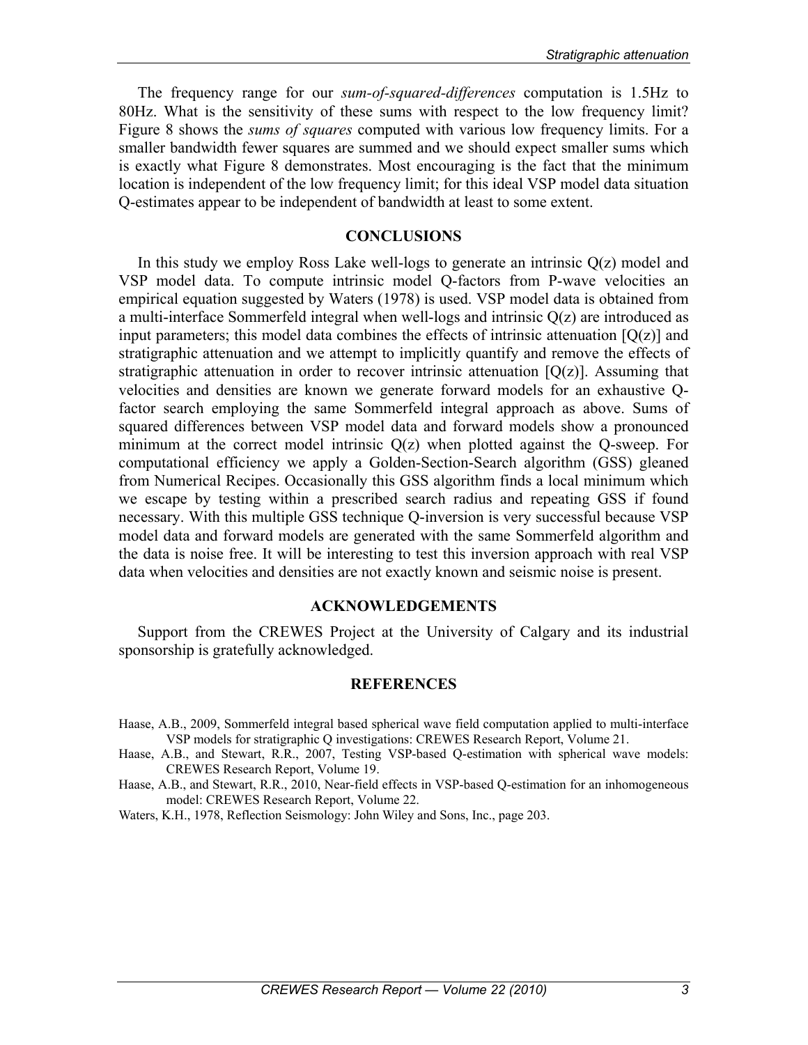The frequency range for our *sum-of-squared-differences* computation is 1.5Hz to 80Hz. What is the sensitivity of these sums with respect to the low frequency limit? Figure 8 shows the *sums of squares* computed with various low frequency limits. For a smaller bandwidth fewer squares are summed and we should expect smaller sums which is exactly what Figure 8 demonstrates. Most encouraging is the fact that the minimum location is independent of the low frequency limit; for this ideal VSP model data situation Q-estimates appear to be independent of bandwidth at least to some extent.

## CONCLUSIONS

In this study we employ Ross Lake well-logs to generate an intrinsic Q(z) model and VSP model data. To compute intrinsic model Q-factors from P-wave velocities an empirical equation suggested by Waters (1978) is used. VSP model data is obtained from a multi-interface Sommerfeld integral when well-logs and intrinsic Q(z) are introduced as input parameters; this model data combines the effects of intrinsic attenuation [Q(z)] and stratigraphic attenuation and we attempt to implicitly quantify and remove the effects of stratigraphic attenuation in order to recover intrinsic attenuation [Q(z)]. Assuming that velocities and densities are known we generate forward models for an exhaustive Q-factor search employing the same Sommerfeld integral approach as above. Sums of squared differences between VSP model data and forward models show a pronounced minimum at the correct model intrinsic Q(z) when plotted against the Q-sweep. For computational efficiency we apply a Golden-Section-Search algorithm (GSS) gleaned from Numerical Recipes. Occasionally this GSS algorithm finds a local minimum which we escape by testing within a prescribed search radius and repeating GSS if found necessary. With this multiple GSS technique Q-inversion is very successful because VSP model data and forward models are generated with the same Sommerfeld algorithm and the data is noise free. It will be interesting to test this inversion approach with real VSP data when velocities and densities are not exactly known and seismic noise is present.

## ACKNOWLEDGEMENTS

Support from the CREWES Project at the University of Calgary and its industrial sponsorship is gratefully acknowledged.

## REFERENCES

Haase, A.B., 2009, Sommerfeld integral based spherical wave field computation applied to multi-interface VSP models for stratigraphic Q investigations: CREWES Research Report, Volume 21.

Haase, A.B., and Stewart, R.R., 2007, Testing VSP-based Q-estimation with spherical wave models: CREWES Research Report, Volume 19.

Haase, A.B., and Stewart, R.R., 2010, Near-field effects in VSP-based Q-estimation for an inhomogeneous model: CREWES Research Report, Volume 22.

Waters, K.H., 1978, Reflection Seismology: John Wiley and Sons, Inc., page 203.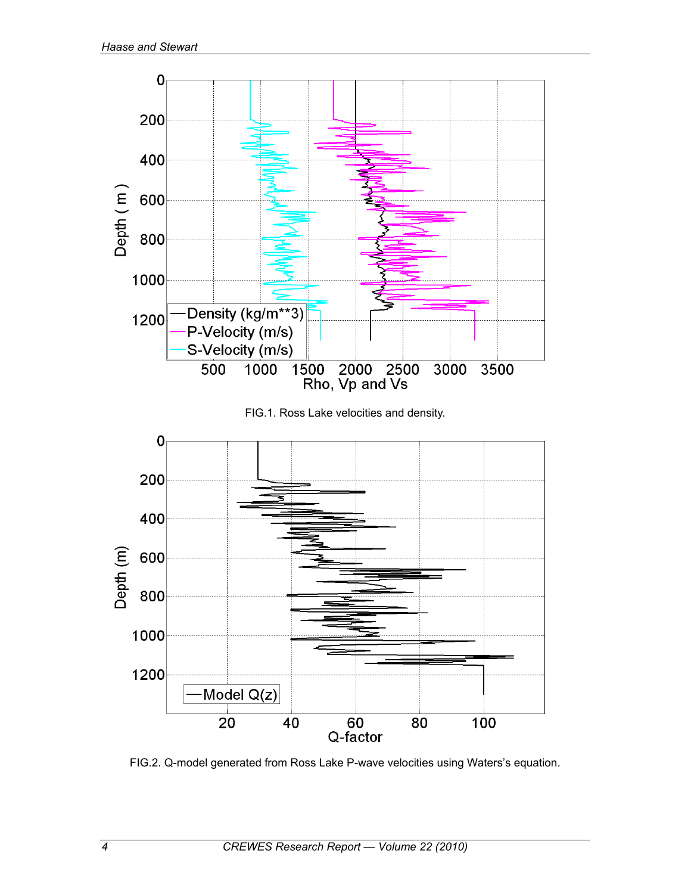FIG.1. Ross Lake velocities and density.

FIG.2. Q-model generated from Ross Lake P-wave velocities using Waters's equation.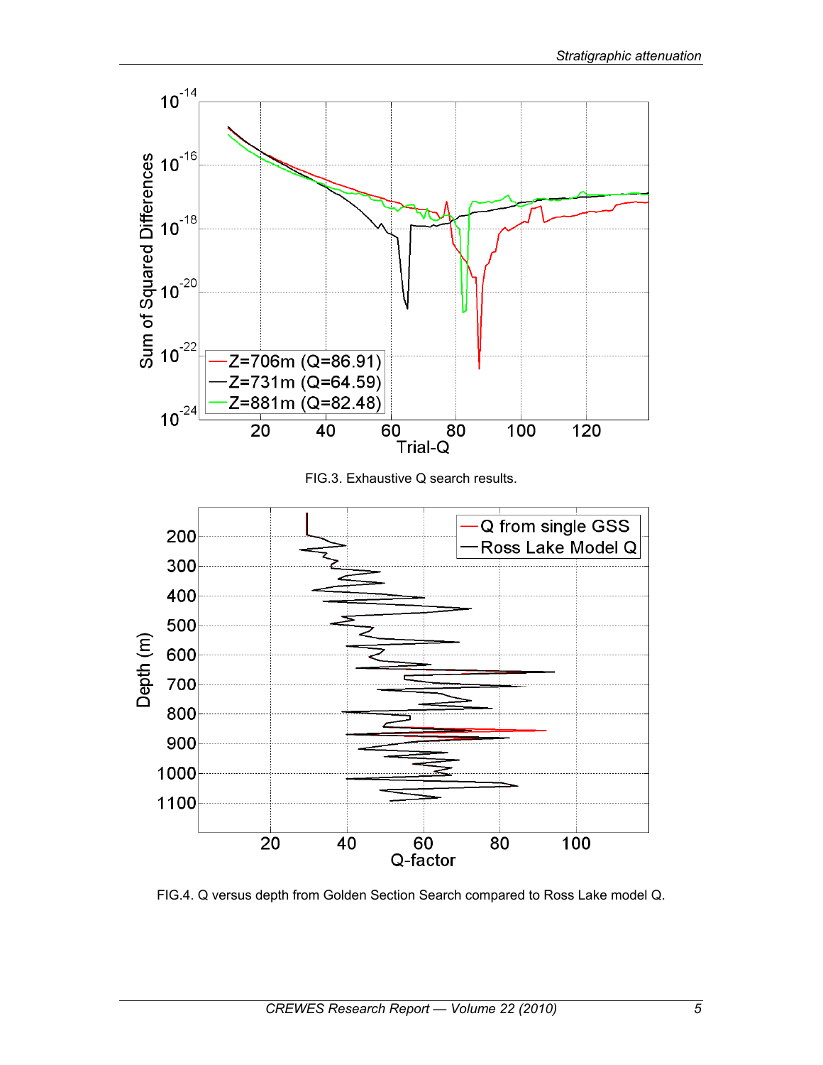FIG.3. Exhaustive Q search results.

FIG.4. Q versus depth from Golden Section Search compared to Ross Lake model Q.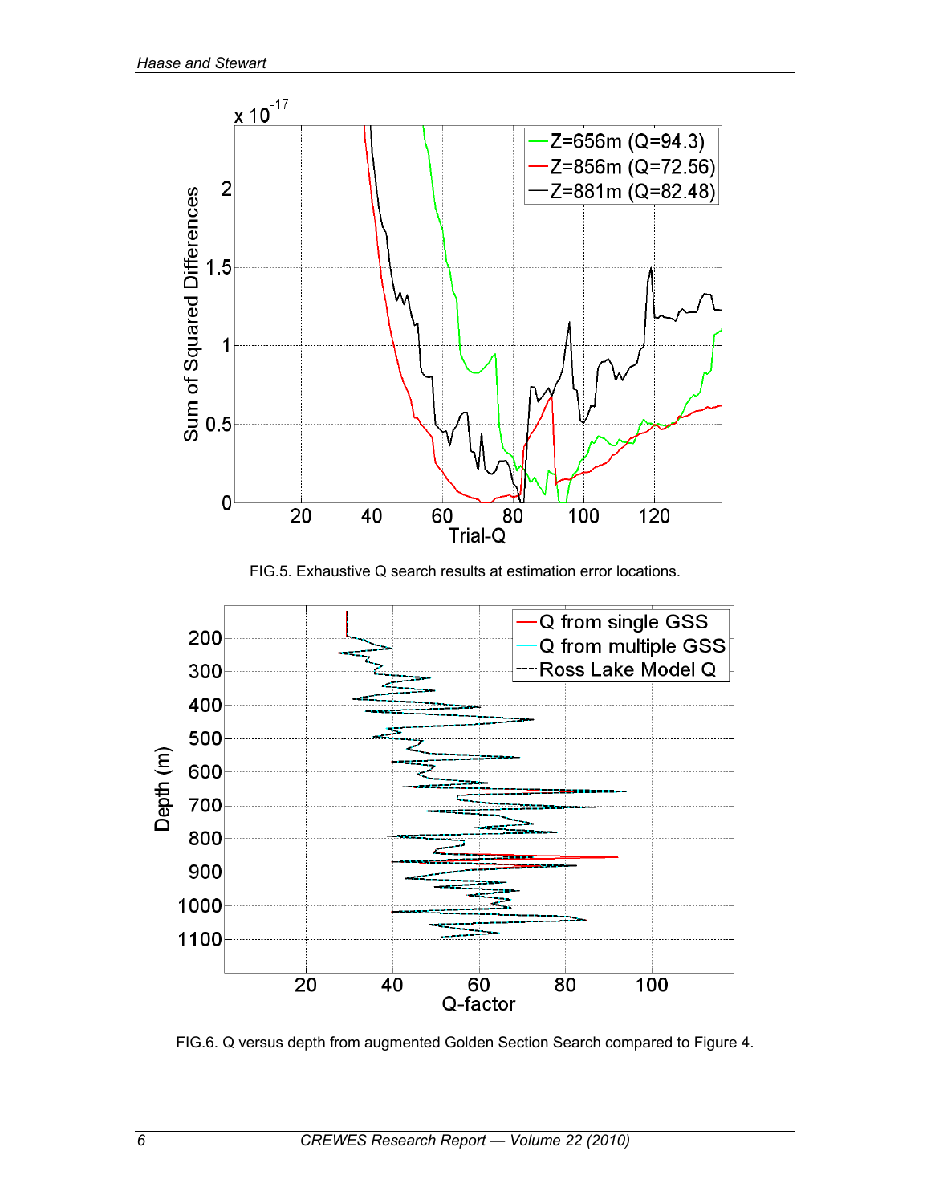FIG.5. Exhaustive Q search results at estimation error locations.

FIG.6. Q versus depth from augmented Golden Section Search compared to Figure 4.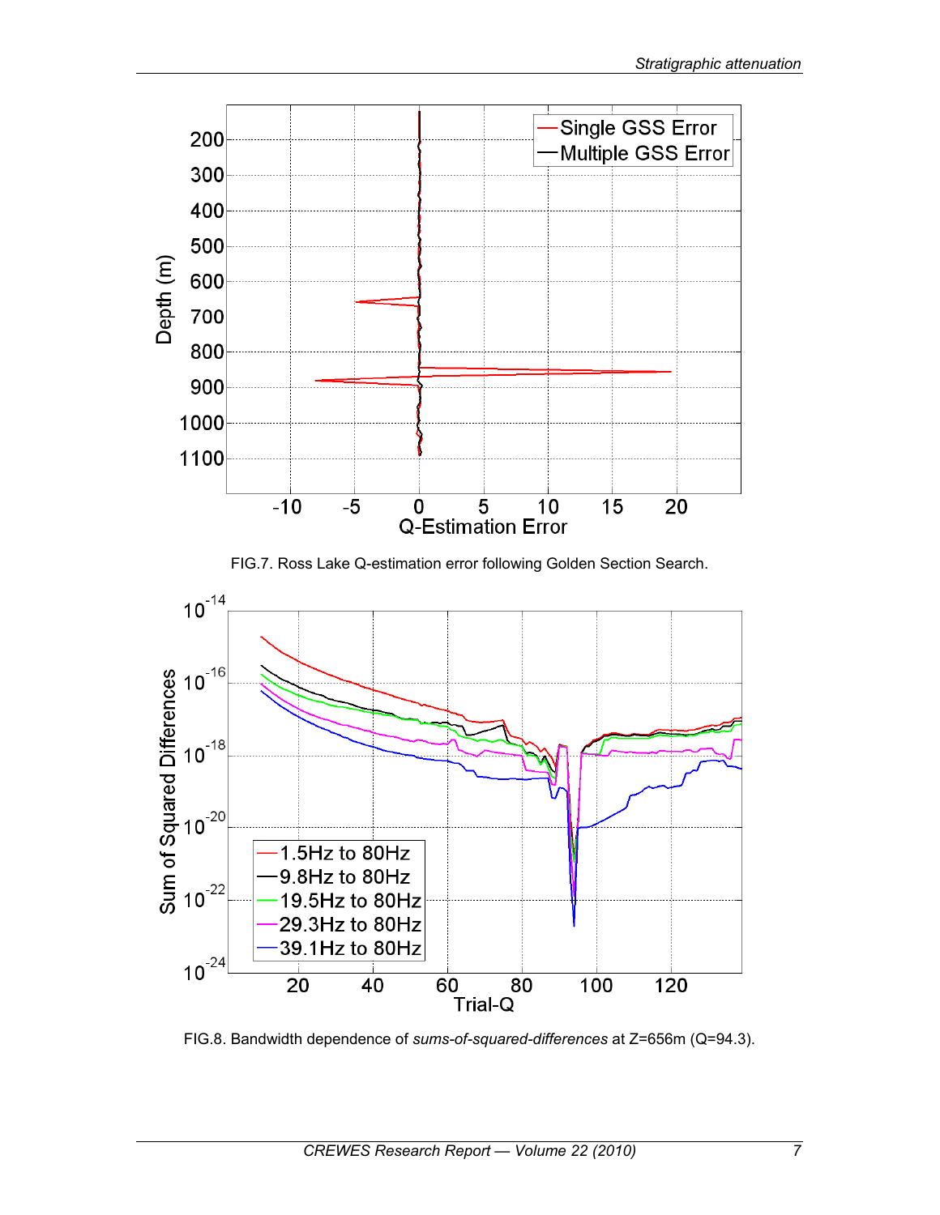Depth (m)

200
300
400
500
600
700
800
900
1000
1100

-10 -5 0 5 10 15 20

Q-Estimation Error

Single GSS Error
Multiple GSS Error

FIG.7. Ross Lake Q-estimation error following Golden Section Search.

Sum of Squared Differences

$10^{-14}$
$10^{-16}$
$10^{-18}$
$10^{-20}$
$10^{-22}$
$10^{-24}$

20 40 60 80 100 120

Trial-Q

1.5Hz to 80Hz
9.8Hz to 80Hz
19.5Hz to 80Hz
29.3Hz to 80Hz
39.1Hz to 80Hz

FIG.8. Bandwidth dependence of *sums-of-squared-differences* at Z=656m (Q=94.3).